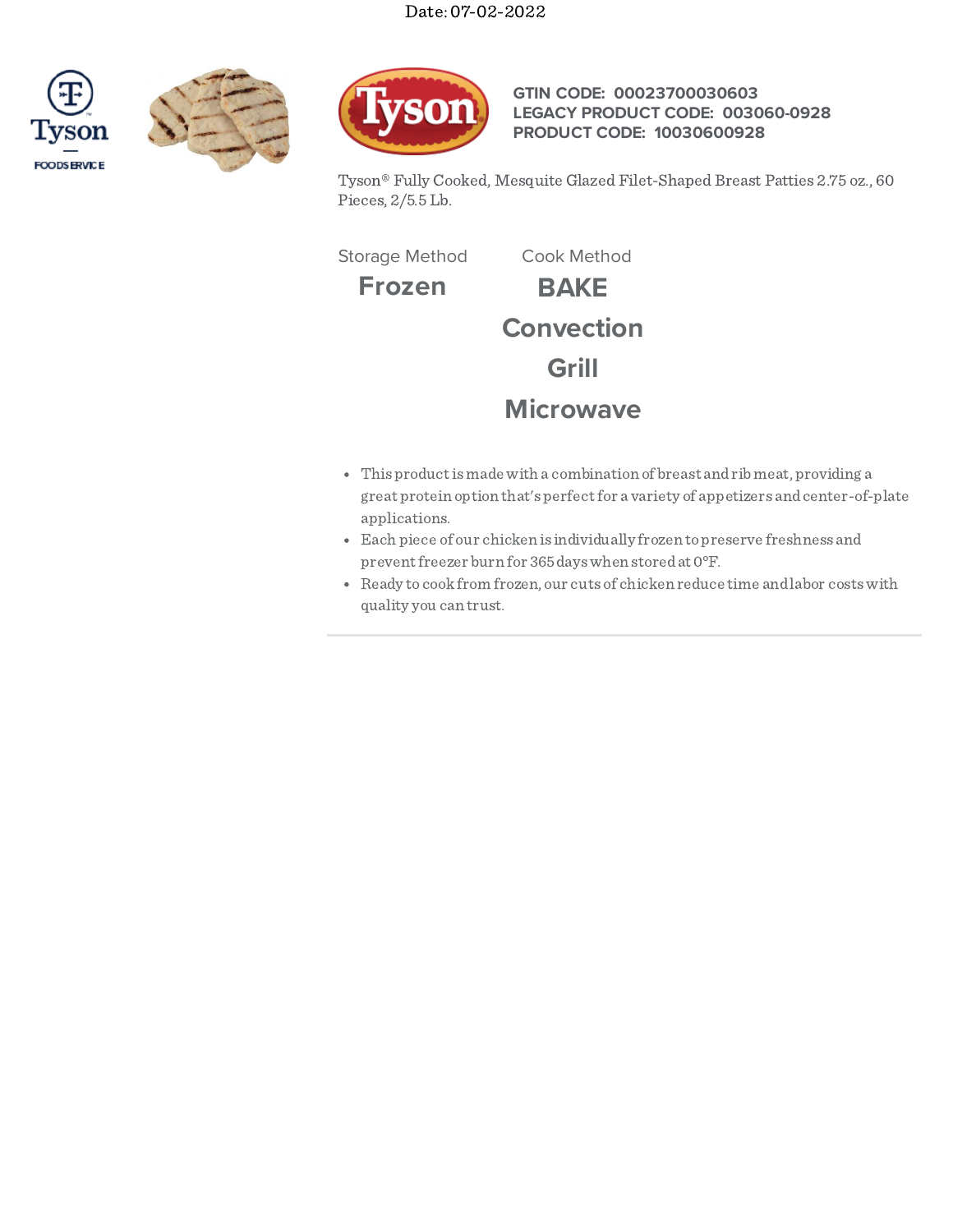Date: 07-02-2022

**GTIN CODE: 00023700030603**
**LEGACY PRODUCT CODE: 003060-0928**
**PRODUCT CODE: 10030600928**

Tyson® Fully Cooked, Mesquite Glazed Filet-Shaped Breast Patties 2.75 oz., 60 Pieces, 2/5.5 Lb.

| Storage Method | Cook Method |
| --- | --- |
| **Frozen** | **BAKE** |
| | **Convection** |
| | **Grill** |
| | **Microwave** |

- This product is made with a combination of breast and rib meat, providing a great protein option that's perfect for a variety of appetizers and center-of-plate applications.
- Each piece of our chicken is individually frozen to preserve freshness and prevent freezer burn for 365 days when stored at 0°F.
- Ready to cook from frozen, our cuts of chicken reduce time and labor costs with quality you can trust.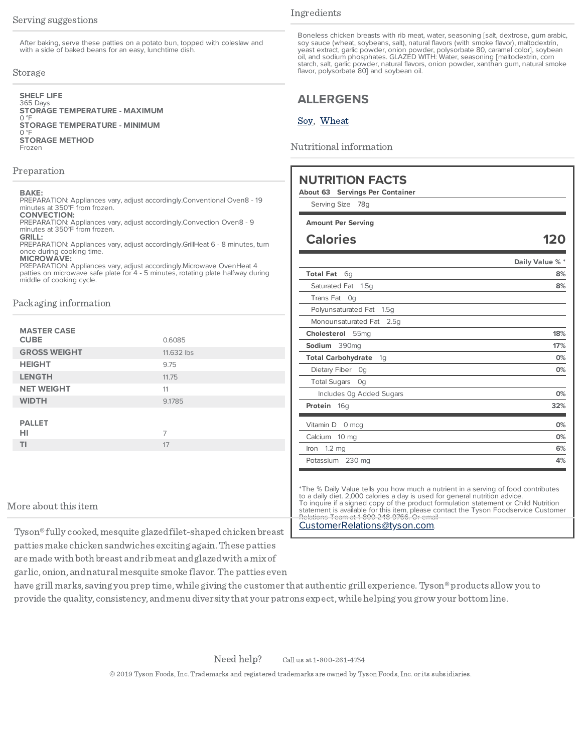## Serving suggestions

After baking, serve these patties on a potato bun, topped with coleslaw and with a side of baked beans for an easy, lunchtime dish.

## Storage

**SHELF LIFE**
365 Days
**STORAGE TEMPERATURE - MAXIMUM**
0 °F
**STORAGE TEMPERATURE - MINIMUM**
0 °F
**STORAGE METHOD**
Frozen

## Preparation

**BAKE:**
PREPARATION: Appliances vary, adjust accordingly.Conventional Oven8 - 19 minutes at 350°F from frozen.
**CONVECTION:**
PREPARATION: Appliances vary, adjust accordingly.Convection Oven8 - 9 minutes at 350°F from frozen.
**GRILL:**
PREPARATION: Appliances vary, adjust accordingly.GrillHeat 6 - 8 minutes, turn once during cooking time.
**MICROWAVE:**
PREPARATION: Appliances vary, adjust accordingly.Microwave OvenHeat 4 patties on microwave safe plate for 4 - 5 minutes, rotating plate halfway during middle of cooking cycle.

## Packaging information

| MASTER CASE | |
|---|---|
| CUBE | 0.6085 |
| GROSS WEIGHT | 11.632 lbs |
| HEIGHT | 9.75 |
| LENGTH | 11.75 |
| NET WEIGHT | 11 |
| WIDTH | 9.1785 |

| PALLET | |
|---|---|
| HI | 7 |
| TI | 17 |

## Ingredients

Boneless chicken breasts with rib meat, water, seasoning [salt, dextrose, gum arabic, soy sauce (wheat, soybeans, salt), natural flavors (with smoke flavor), maltodextrin, yeast extract, garlic powder, onion powder, polysorbate 80, caramel color], soybean oil, and sodium phosphates. GLAZED WITH: Water, seasoning [maltodextrin, corn starch, salt, garlic powder, natural flavors, onion powder, xanthan gum, natural smoke flavor, polysorbate 80] and soybean oil.

## ALLERGENS

Soy, Wheat

## Nutritional information

### NUTRITION FACTS

**About 63 Servings Per Container**
Serving Size 78g

| Amount Per Serving | |
|---|---|
| **Calories** | **120** |
| | **Daily Value % \*** |
| **Total Fat** 6g | **8%** |
| Saturated Fat 1.5g | **8%** |
| Trans Fat 0g | |
| Polyunsaturated Fat 1.5g | |
| Monounsaturated Fat 2.5g | |
| **Cholesterol** 55mg | **18%** |
| **Sodium** 390mg | **17%** |
| **Total Carbohydrate** 1g | **0%** |
| Dietary Fiber 0g | **0%** |
| Total Sugars 0g | |
| Includes 0g Added Sugars | **0%** |
| **Protein** 16g | **32%** |
| Vitamin D 0 mcg | **0%** |
| Calcium 10 mg | **0%** |
| Iron 1.2 mg | **6%** |
| Potassium 230 mg | **4%** |

\*The % Daily Value tells you how much a nutrient in a serving of food contributes to a daily diet. 2,000 calories a day is used for general nutrition advice.
To inquire if a signed copy of the product formulation statement or Child Nutrition statement is available for this item, please contact the Tyson Foodservice Customer Relations Team at 1-800-248-9766. Or email CustomerRelations@tyson.com.

## More about this item

Tyson® fully cooked, mesquite glazed filet-shaped chicken breast patties make chicken sandwiches exciting again. These patties are made with both breast and rib meat and glazed with a mix of garlic, onion, and natural mesquite smoke flavor. The patties even have grill marks, saving you prep time, while giving the customer that authentic grill experience. Tyson® products allow you to provide the quality, consistency, and menu diversity that your patrons expect, while helping you grow your bottom line.

Need help? Call us at 1-800-261-4754

© 2019 Tyson Foods, Inc. Trademarks and registered trademarks are owned by Tyson Foods, Inc. or its subsidiaries.